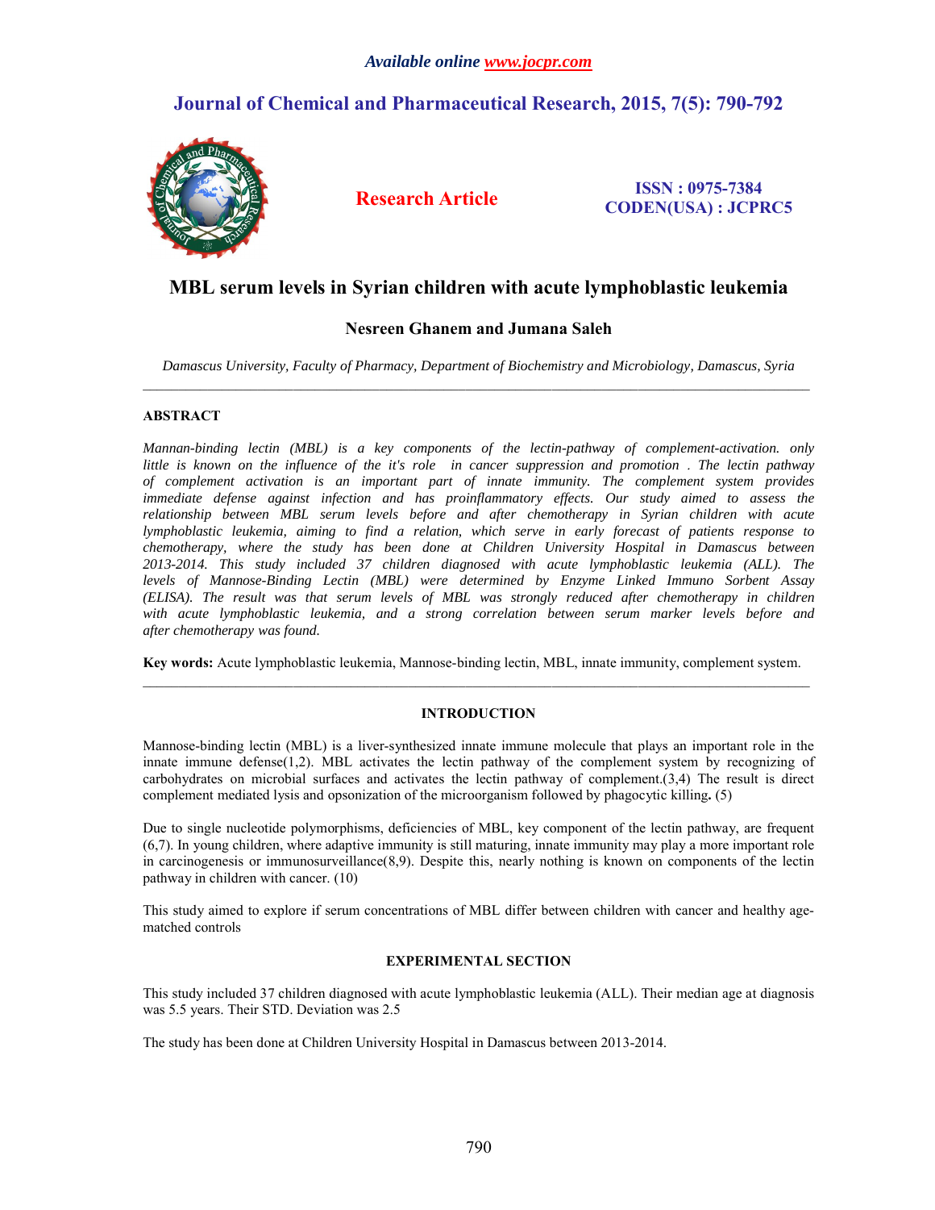# MBL serum levels in Syrian children with acute lymphoblastic leukemia

## Nesreen Ghanem and Jumana Saleh

*Damascus University, Faculty of Pharmacy, Department of Biochemistry and Microbiology, Damascus, Syria*

---

### ABSTRACT

*Mannan-binding lectin (MBL) is a key components of the lectin-pathway of complement-activation. only little is known on the influence of the it's role in cancer suppression and promotion . The lectin pathway of complement activation is an important part of innate immunity. The complement system provides immediate defense against infection and has proinflammatory effects. Our study aimed to assess the relationship between MBL serum levels before and after chemotherapy in Syrian children with acute lymphoblastic leukemia, aiming to find a relation, which serve in early forecast of patients response to chemotherapy, where the study has been done at Children University Hospital in Damascus between 2013-2014. This study included 37 children diagnosed with acute lymphoblastic leukemia (ALL). The levels of Mannose-Binding Lectin (MBL) were determined by Enzyme Linked Immuno Sorbent Assay (ELISA). The result was that serum levels of MBL was strongly reduced after chemotherapy in children with acute lymphoblastic leukemia, and a strong correlation between serum marker levels before and after chemotherapy was found.*

**Key words:** Acute lymphoblastic leukemia, Mannose-binding lectin, MBL, innate immunity, complement system.

---

### INTRODUCTION

Mannose-binding lectin (MBL) is a liver-synthesized innate immune molecule that plays an important role in the innate immune defense(1,2). MBL activates the lectin pathway of the complement system by recognizing of carbohydrates on microbial surfaces and activates the lectin pathway of complement.(3,4) The result is direct complement mediated lysis and opsonization of the microorganism followed by phagocytic killing**.** (5)

Due to single nucleotide polymorphisms, deficiencies of MBL, key component of the lectin pathway, are frequent (6,7). In young children, where adaptive immunity is still maturing, innate immunity may play a more important role in carcinogenesis or immunosurveillance(8,9). Despite this, nearly nothing is known on components of the lectin pathway in children with cancer. (10)

This study aimed to explore if serum concentrations of MBL differ between children with cancer and healthy age-matched controls

### EXPERIMENTAL SECTION

This study included 37 children diagnosed with acute lymphoblastic leukemia (ALL). Their median age at diagnosis was 5.5 years. Their STD. Deviation was 2.5

The study has been done at Children University Hospital in Damascus between 2013-2014.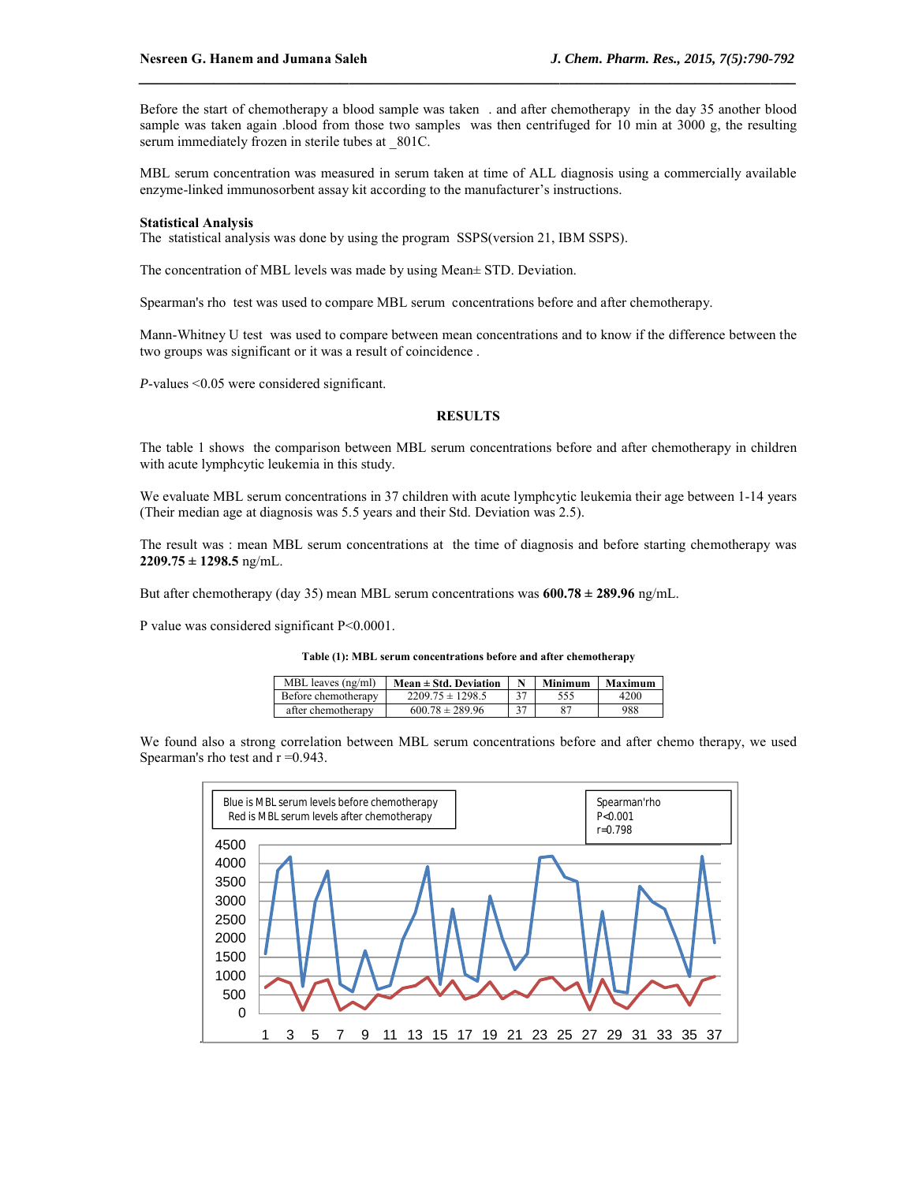Before the start of chemotherapy a blood sample was taken . and after chemotherapy in the day 35 another blood sample was taken again .blood from those two samples was then centrifuged for 10 min at 3000 g, the resulting serum immediately frozen in sterile tubes at _801C.

MBL serum concentration was measured in serum taken at time of ALL diagnosis using a commercially available enzyme-linked immunosorbent assay kit according to the manufacturer's instructions.

**Statistical Analysis**

The statistical analysis was done by using the program SSPS(version 21, IBM SSPS).

The concentration of MBL levels was made by using Mean± STD. Deviation.

Spearman's rho test was used to compare MBL serum concentrations before and after chemotherapy.

Mann-Whitney U test was used to compare between mean concentrations and to know if the difference between the two groups was significant or it was a result of coincidence .

*P*-values <0.05 were considered significant.

## RESULTS

The table 1 shows the comparison between MBL serum concentrations before and after chemotherapy in children with acute lymphcytic leukemia in this study.

We evaluate MBL serum concentrations in 37 children with acute lymphcytic leukemia their age between 1-14 years (Their median age at diagnosis was 5.5 years and their Std. Deviation was 2.5).

The result was : mean MBL serum concentrations at the time of diagnosis and before starting chemotherapy was **2209.75 ± 1298.5** ng/mL.

But after chemotherapy (day 35) mean MBL serum concentrations was **600.78 ± 289.96** ng/mL.

P value was considered significant P<0.0001.

**Table (1): MBL serum concentrations before and after chemotherapy**

| MBL leaves (ng/ml) | Mean ± Std. Deviation | N | Minimum | Maximum |
|---|---|---|---|---|
| Before chemotherapy | 2209.75 ± 1298.5 | 37 | 555 | 4200 |
| after chemotherapy | 600.78 ± 289.96 | 37 | 87 | 988 |

We found also a strong correlation between MBL serum concentrations before and after chemo therapy, we used Spearman's rho test and r =0.943.

Blue is MBL serum levels before chemotherapy
Red is MBL serum levels after chemotherapy

Spearman'rho
P<0.001
r=0.798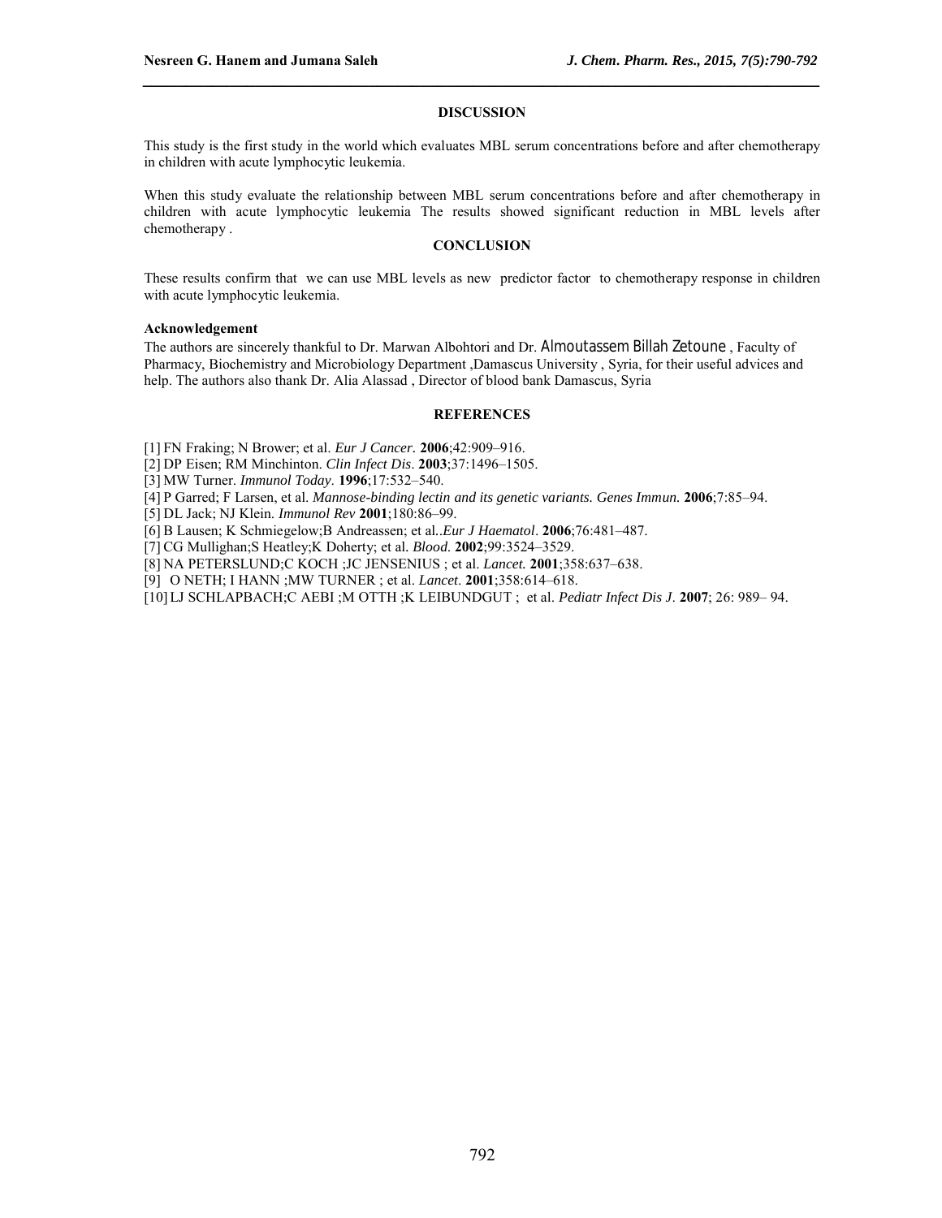## DISCUSSION

This study is the first study in the world which evaluates MBL serum concentrations before and after chemotherapy in children with acute lymphocytic leukemia.

When this study evaluate the relationship between MBL serum concentrations before and after chemotherapy in children with acute lymphocytic leukemia The results showed significant reduction in MBL levels after chemotherapy .

## CONCLUSION

These results confirm that we can use MBL levels as new predictor factor to chemotherapy response in children with acute lymphocytic leukemia.

### Acknowledgement

The authors are sincerely thankful to Dr. Marwan Albohtori and Dr. Almoutassem Billah Zetoune , Faculty of Pharmacy, Biochemistry and Microbiology Department ,Damascus University , Syria, for their useful advices and help. The authors also thank Dr. Alia Alassad , Director of blood bank Damascus, Syria

## REFERENCES

[1] FN Fraking; N Brower; et al. *Eur J Cancer.* **2006**;42:909–916.
[2] DP Eisen; RM Minchinton. *Clin Infect Dis*. **2003**;37:1496–1505.
[3] MW Turner. *Immunol Today*. **1996**;17:532–540.
[4] P Garred; F Larsen, et al. *Mannose-binding lectin and its genetic variants. Genes Immun.* **2006**;7:85–94.
[5] DL Jack; NJ Klein. *Immunol Rev* **2001**;180:86–99.
[6] B Lausen; K Schmiegelow;B Andreassen; et al..*Eur J Haematol*. **2006**;76:481–487.
[7] CG Mullighan;S Heatley;K Doherty; et al. *Blood.* **2002**;99:3524–3529.
[8] NA PETERSLUND;C KOCH ;JC JENSENIUS ; et al. *Lancet.* **2001**;358:637–638.
[9] O NETH; I HANN ;MW TURNER ; et al. *Lancet*. **2001**;358:614–618.
[10] LJ SCHLAPBACH;C AEBI ;M OTTH ;K LEIBUNDGUT ; et al. *Pediatr Infect Dis J*. **2007**; 26: 989– 94.